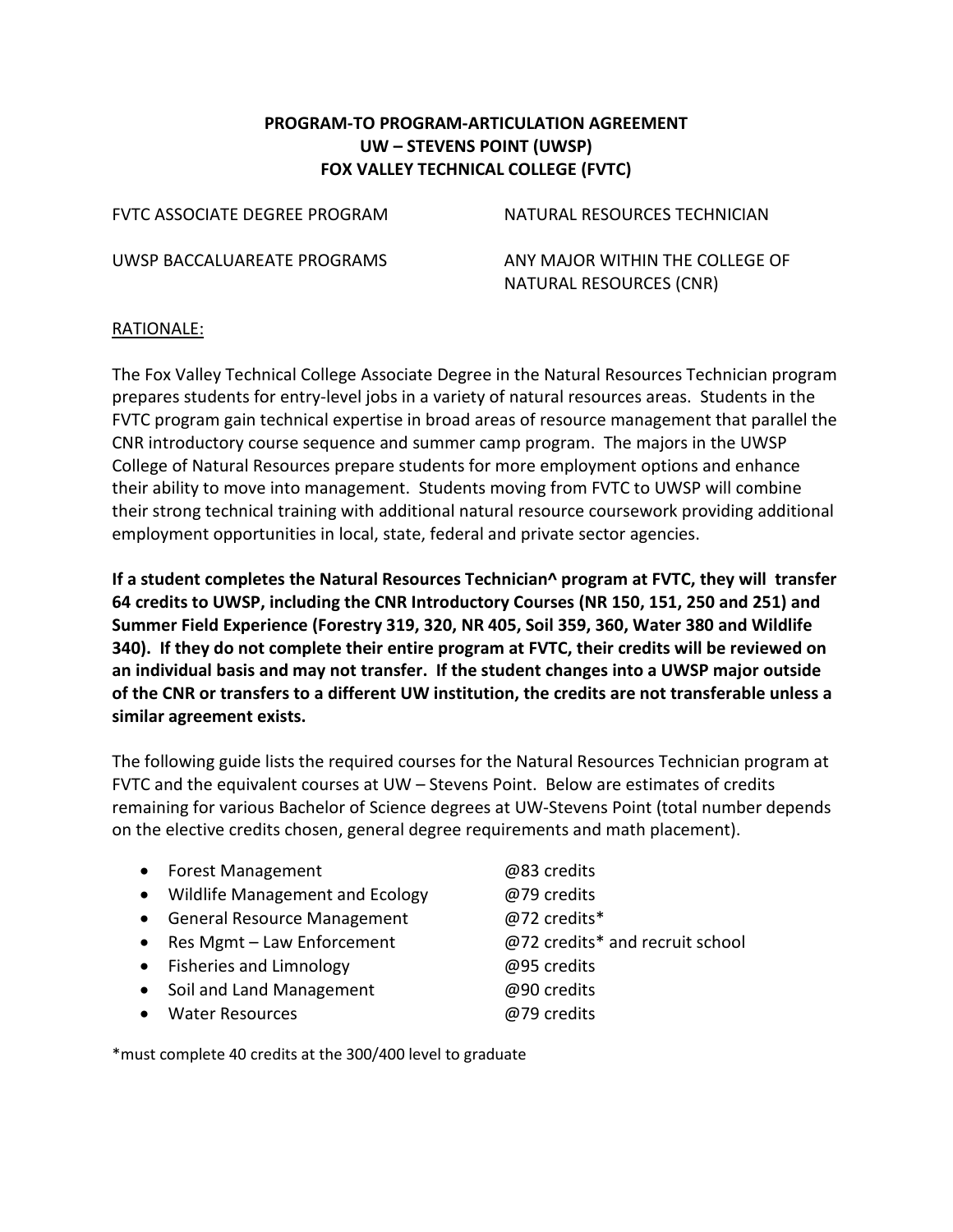# PROGRAM-TO PROGRAM-ARTICULATION AGREEMENT
# UW – STEVENS POINT (UWSP)
# FOX VALLEY TECHNICAL COLLEGE (FVTC)

| | |
|---|---|
| FVTC ASSOCIATE DEGREE PROGRAM | NATURAL RESOURCES TECHNICIAN |
| UWSP BACCALUAREATE PROGRAMS | ANY MAJOR WITHIN THE COLLEGE OF NATURAL RESOURCES (CNR) |

## RATIONALE:

The Fox Valley Technical College Associate Degree in the Natural Resources Technician program prepares students for entry-level jobs in a variety of natural resources areas. Students in the FVTC program gain technical expertise in broad areas of resource management that parallel the CNR introductory course sequence and summer camp program. The majors in the UWSP College of Natural Resources prepare students for more employment options and enhance their ability to move into management. Students moving from FVTC to UWSP will combine their strong technical training with additional natural resource coursework providing additional employment opportunities in local, state, federal and private sector agencies.

**If a student completes the Natural Resources Technician^ program at FVTC, they will transfer 64 credits to UWSP, including the CNR Introductory Courses (NR 150, 151, 250 and 251) and Summer Field Experience (Forestry 319, 320, NR 405, Soil 359, 360, Water 380 and Wildlife 340). If they do not complete their entire program at FVTC, their credits will be reviewed on an individual basis and may not transfer. If the student changes into a UWSP major outside of the CNR or transfers to a different UW institution, the credits are not transferable unless a similar agreement exists.**

The following guide lists the required courses for the Natural Resources Technician program at FVTC and the equivalent courses at UW – Stevens Point. Below are estimates of credits remaining for various Bachelor of Science degrees at UW-Stevens Point (total number depends on the elective credits chosen, general degree requirements and math placement).

- Forest Management @83 credits
- Wildlife Management and Ecology @79 credits
- General Resource Management @72 credits*
- Res Mgmt – Law Enforcement @72 credits* and recruit school
- Fisheries and Limnology @95 credits
- Soil and Land Management @90 credits
- Water Resources @79 credits

*must complete 40 credits at the 300/400 level to graduate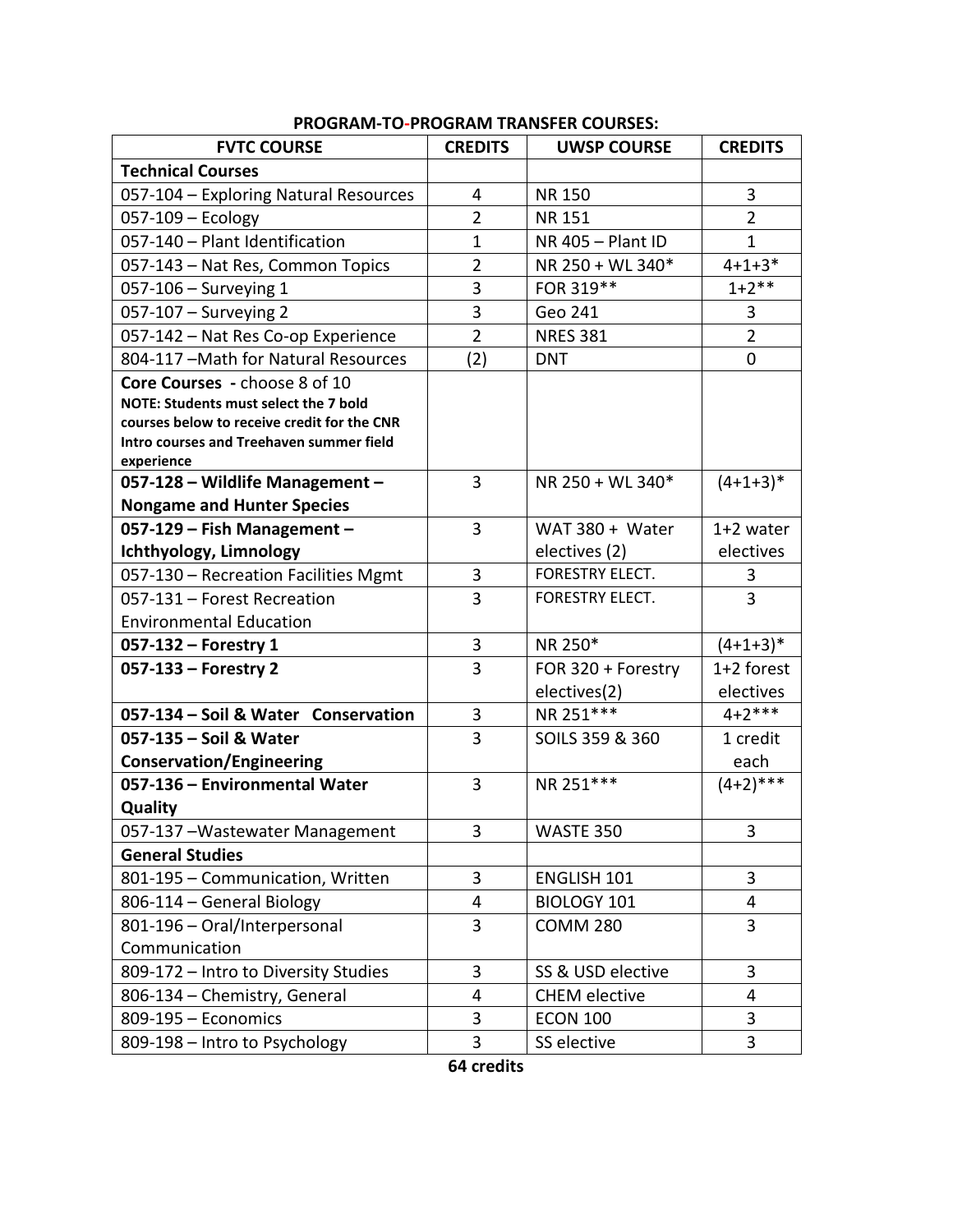**PROGRAM-TO-PROGRAM TRANSFER COURSES:**

| FVTC COURSE | CREDITS | UWSP COURSE | CREDITS |
|---|---|---|---|
| **Technical Courses** | | | |
| 057-104 – Exploring Natural Resources | 4 | NR 150 | 3 |
| 057-109 – Ecology | 2 | NR 151 | 2 |
| 057-140 – Plant Identification | 1 | NR 405 – Plant ID | 1 |
| 057-143 – Nat Res, Common Topics | 2 | NR 250 + WL 340* | 4+1+3* |
| 057-106 – Surveying 1 | 3 | FOR 319** | 1+2** |
| 057-107 – Surveying 2 | 3 | Geo 241 | 3 |
| 057-142 – Nat Res Co-op Experience | 2 | NRES 381 | 2 |
| 804-117 –Math for Natural Resources | (2) | DNT | 0 |
| **Core Courses** **-** choose 8 of 10 **NOTE: Students must select the 7 bold courses below to receive credit for the CNR Intro courses and Treehaven summer field experience** | | | |
| **057-128 – Wildlife Management – Nongame and Hunter Species** | 3 | NR 250 + WL 340* | (4+1+3)* |
| **057-129 – Fish Management – Ichthyology, Limnology** | 3 | WAT 380 + Water electives (2) | 1+2 water electives |
| 057-130 – Recreation Facilities Mgmt | 3 | FORESTRY ELECT. | 3 |
| 057-131 – Forest Recreation Environmental Education | 3 | FORESTRY ELECT. | 3 |
| **057-132 – Forestry 1** | 3 | NR 250* | (4+1+3)* |
| **057-133 – Forestry 2** | 3 | FOR 320 + Forestry electives(2) | 1+2 forest electives |
| **057-134 – Soil & Water Conservation** | 3 | NR 251*** | 4+2*** |
| **057-135 – Soil & Water Conservation/Engineering** | 3 | SOILS 359 & 360 | 1 credit each |
| **057-136 – Environmental Water Quality** | 3 | NR 251*** | (4+2)*** |
| 057-137 –Wastewater Management | 3 | WASTE 350 | 3 |
| **General Studies** | | | |
| 801-195 – Communication, Written | 3 | ENGLISH 101 | 3 |
| 806-114 – General Biology | 4 | BIOLOGY 101 | 4 |
| 801-196 – Oral/Interpersonal Communication | 3 | COMM 280 | 3 |
| 809-172 – Intro to Diversity Studies | 3 | SS & USD elective | 3 |
| 806-134 – Chemistry, General | 4 | CHEM elective | 4 |
| 809-195 – Economics | 3 | ECON 100 | 3 |
| 809-198 – Intro to Psychology | 3 | SS elective | 3 |

**64 credits**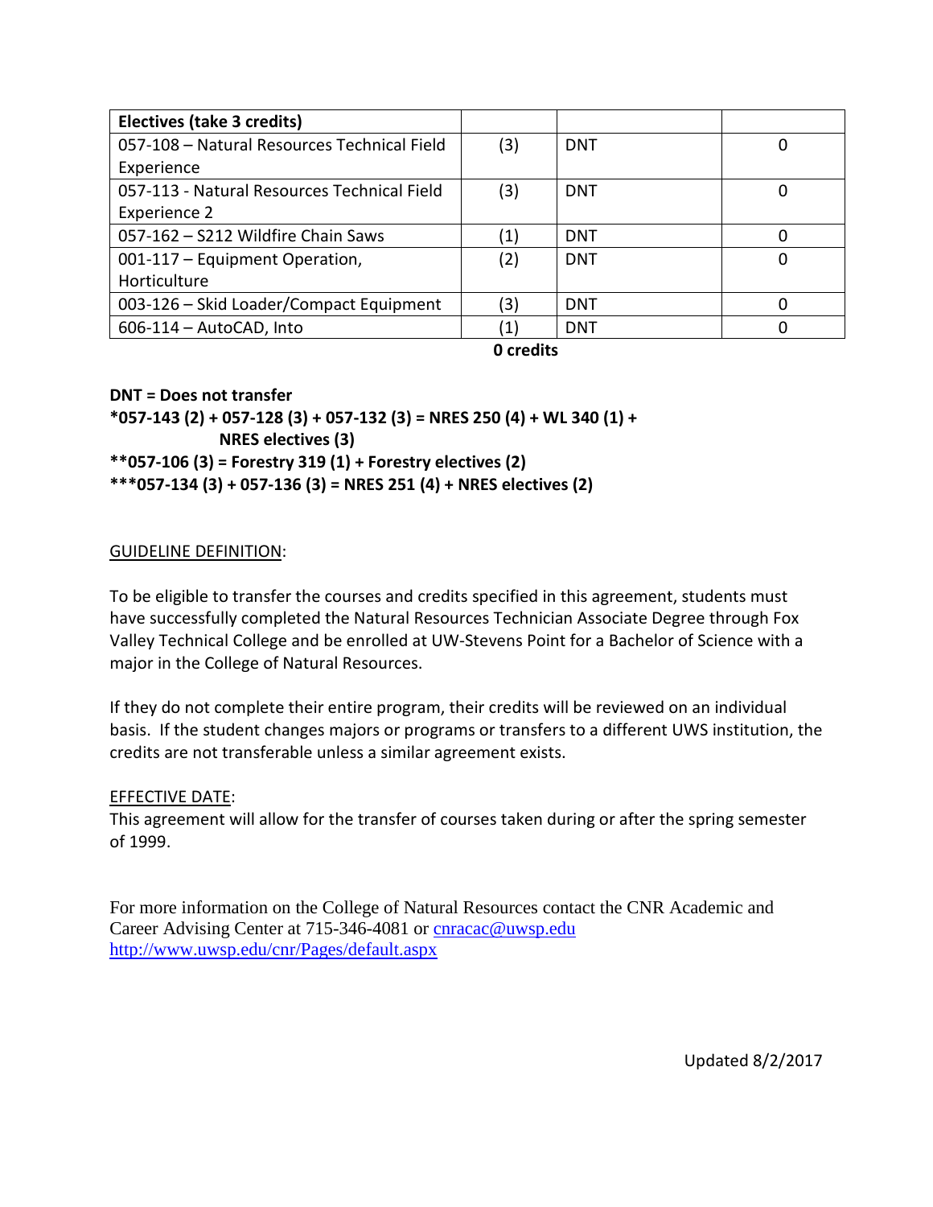| Electives (take 3 credits) | | | |
|---|---|---|---|
| 057-108 – Natural Resources Technical Field Experience | (3) | DNT | 0 |
| 057-113 - Natural Resources Technical Field Experience 2 | (3) | DNT | 0 |
| 057-162 – S212 Wildfire Chain Saws | (1) | DNT | 0 |
| 001-117 – Equipment Operation, Horticulture | (2) | DNT | 0 |
| 003-126 – Skid Loader/Compact Equipment | (3) | DNT | 0 |
| 606-114 – AutoCAD, Into | (1) | DNT | 0 |
| | | **0 credits** | |

**DNT = Does not transfer**

**\*057-143 (2) + 057-128 (3) + 057-132 (3) = NRES 250 (4) + WL 340 (1) + NRES electives (3)**

**\*\*057-106 (3) = Forestry 319 (1) + Forestry electives (2)**

**\*\*\*057-134 (3) + 057-136 (3) = NRES 251 (4) + NRES electives (2)**

GUIDELINE DEFINITION:

To be eligible to transfer the courses and credits specified in this agreement, students must have successfully completed the Natural Resources Technician Associate Degree through Fox Valley Technical College and be enrolled at UW-Stevens Point for a Bachelor of Science with a major in the College of Natural Resources.

If they do not complete their entire program, their credits will be reviewed on an individual basis. If the student changes majors or programs or transfers to a different UWS institution, the credits are not transferable unless a similar agreement exists.

EFFECTIVE DATE:

This agreement will allow for the transfer of courses taken during or after the spring semester of 1999.

For more information on the College of Natural Resources contact the CNR Academic and Career Advising Center at 715-346-4081 or [cnracac@uwsp.edu](mailto:cnracac@uwsp.edu)
[http://www.uwsp.edu/cnr/Pages/default.aspx](http://www.uwsp.edu/cnr/Pages/default.aspx)

Updated 8/2/2017